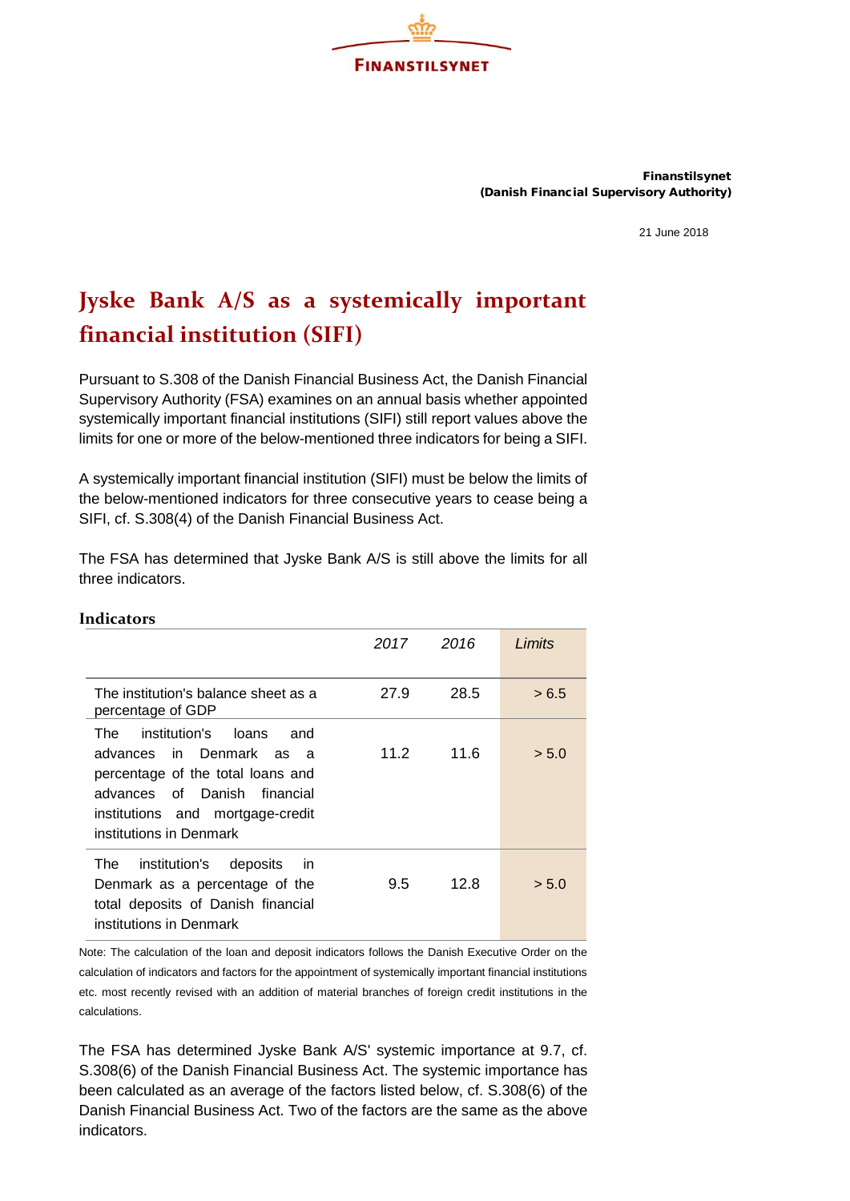**Finanstilsynet**
**(Danish Financial Supervisory Authority)**

21 June 2018

# Jyske Bank A/S as a systemically important financial institution (SIFI)

Pursuant to S.308 of the Danish Financial Business Act, the Danish Financial Supervisory Authority (FSA) examines on an annual basis whether appointed systemically important financial institutions (SIFI) still report values above the limits for one or more of the below-mentioned three indicators for being a SIFI.

A systemically important financial institution (SIFI) must be below the limits of the below-mentioned indicators for three consecutive years to cease being a SIFI, cf. S.308(4) of the Danish Financial Business Act.

The FSA has determined that Jyske Bank A/S is still above the limits for all three indicators.

### Indicators

| | *2017* | *2016* | *Limits* |
|---|---|---|---|
| The institution's balance sheet as a percentage of GDP | 27.9 | 28.5 | > 6.5 |
| The institution's loans and advances in Denmark as a percentage of the total loans and advances of Danish financial institutions and mortgage-credit institutions in Denmark | 11.2 | 11.6 | > 5.0 |
| The institution's deposits in Denmark as a percentage of the total deposits of Danish financial institutions in Denmark | 9.5 | 12.8 | > 5.0 |

Note: The calculation of the loan and deposit indicators follows the Danish Executive Order on the calculation of indicators and factors for the appointment of systemically important financial institutions etc. most recently revised with an addition of material branches of foreign credit institutions in the calculations.

The FSA has determined Jyske Bank A/S' systemic importance at 9.7, cf. S.308(6) of the Danish Financial Business Act. The systemic importance has been calculated as an average of the factors listed below, cf. S.308(6) of the Danish Financial Business Act. Two of the factors are the same as the above indicators.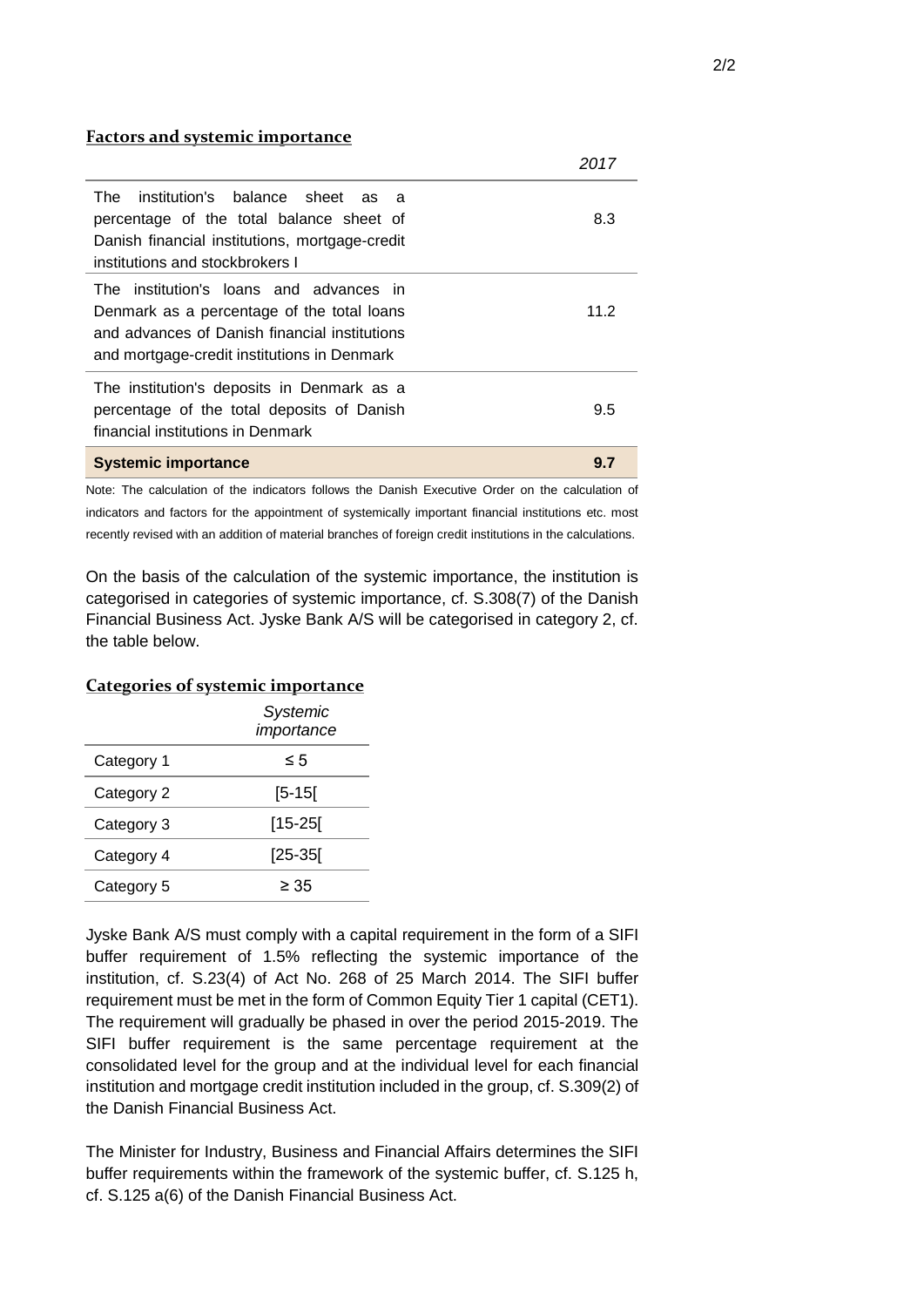**Factors and systemic importance**

| | 2017 |
|---|---|
| The institution's balance sheet as a percentage of the total balance sheet of Danish financial institutions, mortgage-credit institutions and stockbrokers I | 8.3 |
| The institution's loans and advances in Denmark as a percentage of the total loans and advances of Danish financial institutions and mortgage-credit institutions in Denmark | 11.2 |
| The institution's deposits in Denmark as a percentage of the total deposits of Danish financial institutions in Denmark | 9.5 |
| **Systemic importance** | **9.7** |

Note: The calculation of the indicators follows the Danish Executive Order on the calculation of indicators and factors for the appointment of systemically important financial institutions etc. most recently revised with an addition of material branches of foreign credit institutions in the calculations.

On the basis of the calculation of the systemic importance, the institution is categorised in categories of systemic importance, cf. S.308(7) of the Danish Financial Business Act. Jyske Bank A/S will be categorised in category 2, cf. the table below.

**Categories of systemic importance**

| | *Systemic importance* |
|---|---|
| Category 1 | ≤ 5 |
| Category 2 | [5-15[ |
| Category 3 | [15-25[ |
| Category 4 | [25-35[ |
| Category 5 | ≥ 35 |

Jyske Bank A/S must comply with a capital requirement in the form of a SIFI buffer requirement of 1.5% reflecting the systemic importance of the institution, cf. S.23(4) of Act No. 268 of 25 March 2014. The SIFI buffer requirement must be met in the form of Common Equity Tier 1 capital (CET1). The requirement will gradually be phased in over the period 2015-2019. The SIFI buffer requirement is the same percentage requirement at the consolidated level for the group and at the individual level for each financial institution and mortgage credit institution included in the group, cf. S.309(2) of the Danish Financial Business Act.

The Minister for Industry, Business and Financial Affairs determines the SIFI buffer requirements within the framework of the systemic buffer, cf. S.125 h, cf. S.125 a(6) of the Danish Financial Business Act.